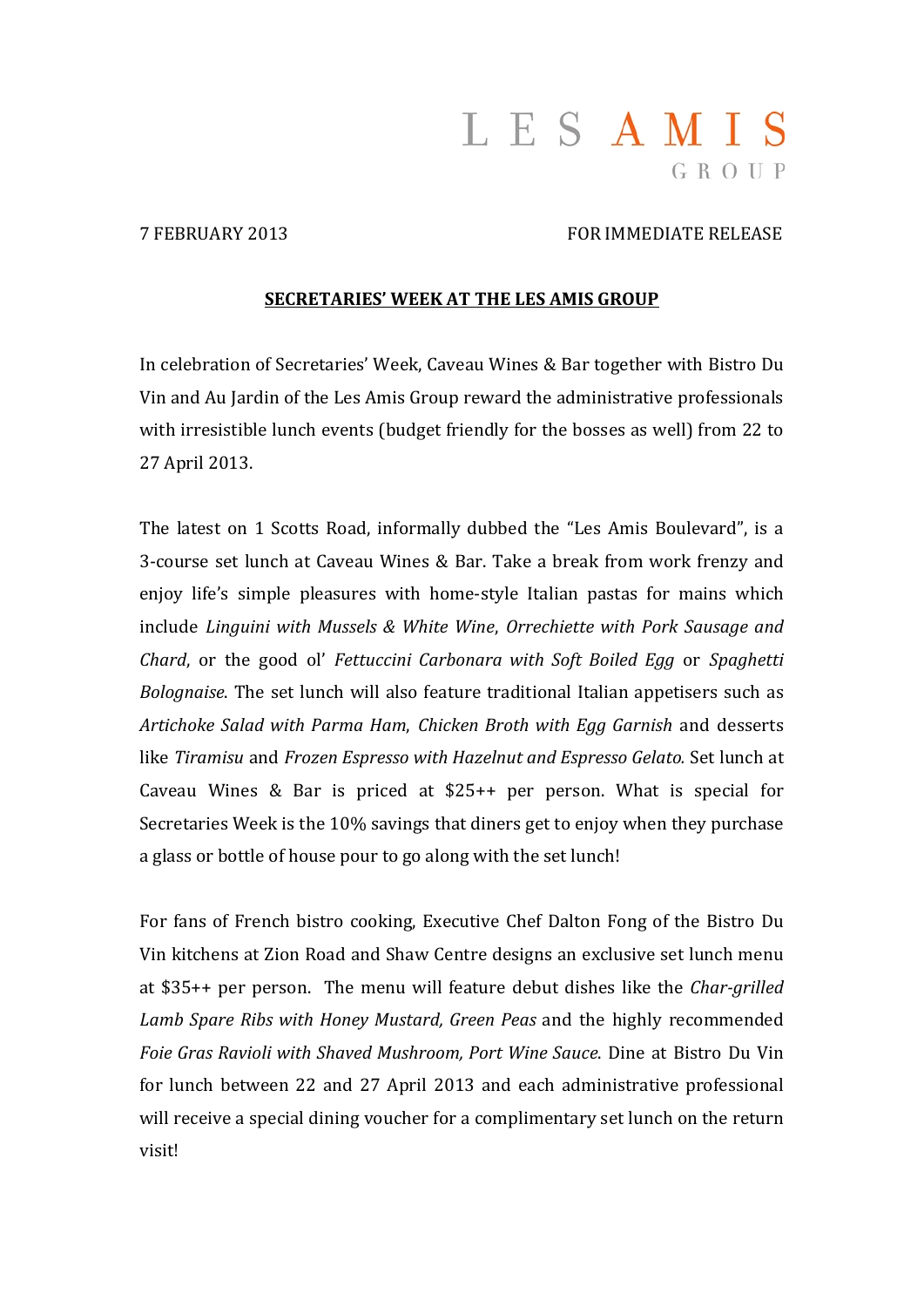LES AMIS
GROUP

7 FEBRUARY 2013 FOR IMMEDIATE RELEASE

**SECRETARIES' WEEK AT THE LES AMIS GROUP**

In celebration of Secretaries' Week, Caveau Wines & Bar together with Bistro Du Vin and Au Jardin of the Les Amis Group reward the administrative professionals with irresistible lunch events (budget friendly for the bosses as well) from 22 to 27 April 2013.

The latest on 1 Scotts Road, informally dubbed the "Les Amis Boulevard", is a 3-course set lunch at Caveau Wines & Bar. Take a break from work frenzy and enjoy life's simple pleasures with home-style Italian pastas for mains which include *Linguini with Mussels & White Wine*, *Orrechiette with Pork Sausage and Chard*, or the good ol' *Fettuccini Carbonara with Soft Boiled Egg* or *Spaghetti Bolognaise*. The set lunch will also feature traditional Italian appetisers such as *Artichoke Salad with Parma Ham*, *Chicken Broth with Egg Garnish* and desserts like *Tiramisu* and *Frozen Espresso with Hazelnut and Espresso Gelato.* Set lunch at Caveau Wines & Bar is priced at $25++ per person. What is special for Secretaries Week is the 10% savings that diners get to enjoy when they purchase a glass or bottle of house pour to go along with the set lunch!

For fans of French bistro cooking, Executive Chef Dalton Fong of the Bistro Du Vin kitchens at Zion Road and Shaw Centre designs an exclusive set lunch menu at $35++ per person. The menu will feature debut dishes like the *Char-grilled Lamb Spare Ribs with Honey Mustard, Green Peas* and the highly recommended *Foie Gras Ravioli with Shaved Mushroom, Port Wine Sauce*. Dine at Bistro Du Vin for lunch between 22 and 27 April 2013 and each administrative professional will receive a special dining voucher for a complimentary set lunch on the return visit!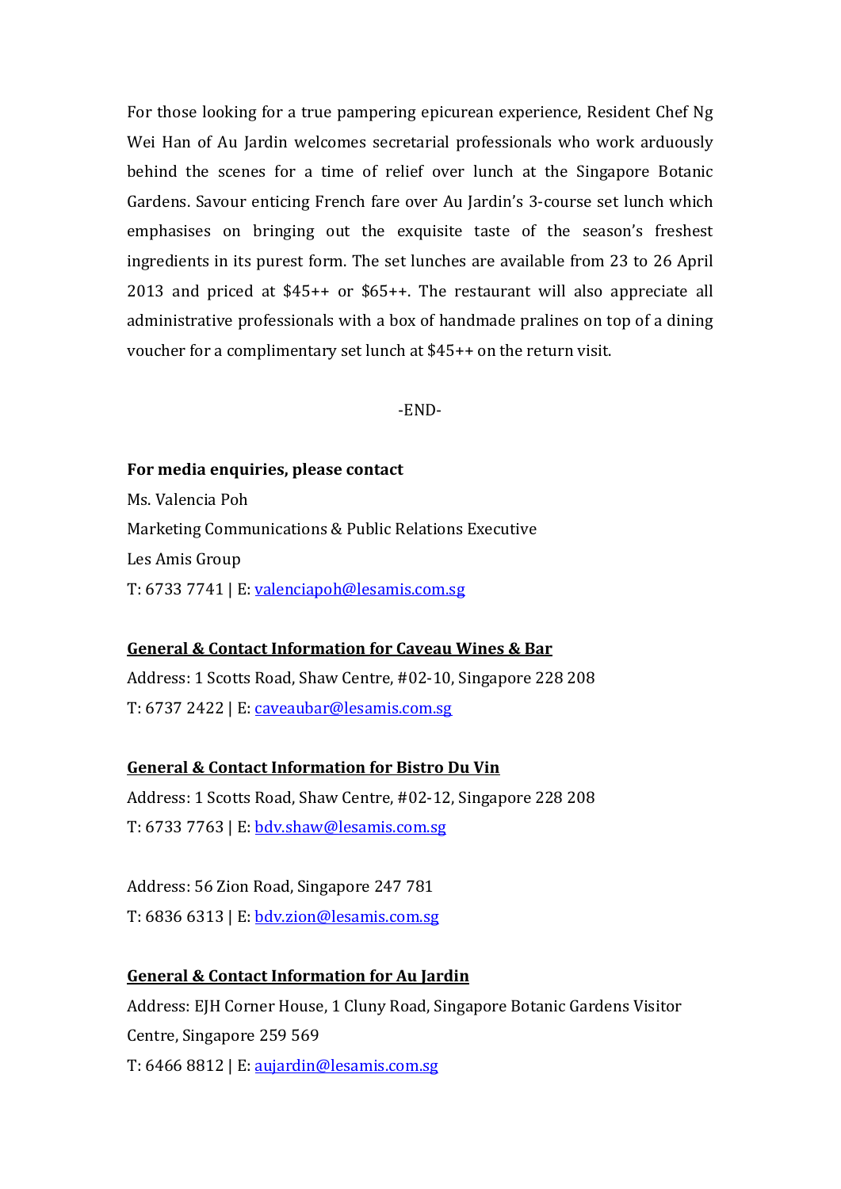For those looking for a true pampering epicurean experience, Resident Chef Ng Wei Han of Au Jardin welcomes secretarial professionals who work arduously behind the scenes for a time of relief over lunch at the Singapore Botanic Gardens. Savour enticing French fare over Au Jardin's 3-course set lunch which emphasises on bringing out the exquisite taste of the season's freshest ingredients in its purest form. The set lunches are available from 23 to 26 April 2013 and priced at $45++ or $65++. The restaurant will also appreciate all administrative professionals with a box of handmade pralines on top of a dining voucher for a complimentary set lunch at $45++ on the return visit.

-END-

**For media enquiries, please contact**

Ms. Valencia Poh
Marketing Communications & Public Relations Executive
Les Amis Group
T: 6733 7741 | E: valenciapoh@lesamis.com.sg

**General & Contact Information for Caveau Wines & Bar**

Address: 1 Scotts Road, Shaw Centre, #02-10, Singapore 228 208
T: 6737 2422 | E: caveaubar@lesamis.com.sg

**General & Contact Information for Bistro Du Vin**

Address: 1 Scotts Road, Shaw Centre, #02-12, Singapore 228 208
T: 6733 7763 | E: bdv.shaw@lesamis.com.sg

Address: 56 Zion Road, Singapore 247 781
T: 6836 6313 | E: bdv.zion@lesamis.com.sg

**General & Contact Information for Au Jardin**

Address: EJH Corner House, 1 Cluny Road, Singapore Botanic Gardens Visitor Centre, Singapore 259 569
T: 6466 8812 | E: aujardin@lesamis.com.sg